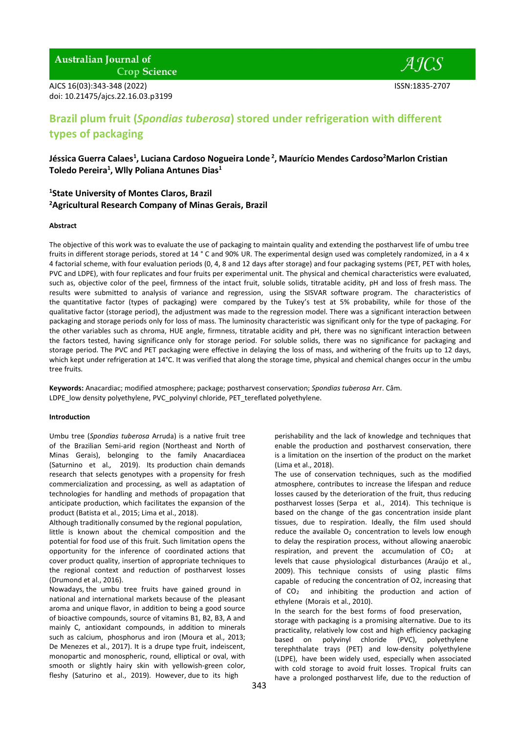doi: 10.21475/ajcs.22.16.03.p3199

# Brazil plum fruit (*Spondias tuberosa*) stored under refrigeration with different types of packaging

**Jéssica Guerra Calaes[1], Luciana Cardoso Nogueira Londe[2], Maurício Mendes Cardoso[2] Marlon Cristian Toledo Pereira[1], Wlly Poliana Antunes Dias[1]**

**[1]State University of Montes Claros, Brazil**
**[2]Agricultural Research Company of Minas Gerais, Brazil**

**Abstract**

The objective of this work was to evaluate the use of packaging to maintain quality and extending the postharvest life of umbu tree fruits in different storage periods, stored at 14 ° C and 90% UR. The experimental design used was completely randomized, in a 4 x 4 factorial scheme, with four evaluation periods (0, 4, 8 and 12 days after storage) and four packaging systems (PET, PET with holes, PVC and LDPE), with four replicates and four fruits per experimental unit. The physical and chemical characteristics were evaluated, such as, objective color of the peel, firmness of the intact fruit, soluble solids, titratable acidity, pH and loss of fresh mass. The results were submitted to analysis of variance and regression, using the SISVAR software program. The characteristics of the quantitative factor (types of packaging) were compared by the Tukey's test at 5% probability, while for those of the qualitative factor (storage period), the adjustment was made to the regression model. There was a significant interaction between packaging and storage periods only for loss of mass. The luminosity characteristic was significant only for the type of packaging. For the other variables such as chroma, HUE angle, firmness, titratable acidity and pH, there was no significant interaction between the factors tested, having significance only for storage period. For soluble solids, there was no significance for packaging and storage period. The PVC and PET packaging were effective in delaying the loss of mass, and withering of the fruits up to 12 days, which kept under refrigeration at 14°C. It was verified that along the storage time, physical and chemical changes occur in the umbu tree fruits.

**Keywords:** Anacardiac; modified atmosphere; package; postharvest conservation; *Spondias tuberosa* Arr. Câm.
LDPE_low density polyethylene, PVC_polyvinyl chloride, PET_tereflated polyethylene.

**Introduction**

Umbu tree (*Spondias tuberosa* Arruda) is a native fruit tree of the Brazilian Semi-arid region (Northeast and North of Minas Gerais), belonging to the family Anacardiacea (Saturnino et al., 2019). Its production chain demands research that selects genotypes with a propensity for fresh commercialization and processing, as well as adaptation of technologies for handling and methods of propagation that anticipate production, which facilitates the expansion of the product (Batista et al., 2015; Lima et al., 2018).

Although traditionally consumed by the regional population, little is known about the chemical composition and the potential for food use of this fruit. Such limitation opens the opportunity for the inference of coordinated actions that cover product quality, insertion of appropriate techniques to the regional context and reduction of postharvest losses (Drumond et al., 2016).

Nowadays, the umbu tree fruits have gained ground in national and international markets because of the pleasant aroma and unique flavor, in addition to being a good source of bioactive compounds, source of vitamins B1, B2, B3, A and mainly C, antioxidant compounds, in addition to minerals such as calcium, phosphorus and iron (Moura et al., 2013; De Menezes et al., 2017). It is a drupe type fruit, indeiscent, monopartic and monospheric, round, elliptical or oval, with smooth or slightly hairy skin with yellowish-green color, fleshy (Saturino et al., 2019). However, due to its high perishability and the lack of knowledge and techniques that enable the production and postharvest conservation, there is a limitation on the insertion of the product on the market (Lima et al., 2018).

The use of conservation techniques, such as the modified atmosphere, contributes to increase the lifespan and reduce losses caused by the deterioration of the fruit, thus reducing postharvest losses (Serpa et al., 2014). This technique is based on the change of the gas concentration inside plant tissues, due to respiration. Ideally, the film used should reduce the available $O_2$ concentration to levels low enough to delay the respiration process, without allowing anaerobic respiration, and prevent the accumulation of $CO_2$ at levels that cause physiological disturbances (Araújo et al., 2009). This technique consists of using plastic films capable of reducing the concentration of O2, increasing that of $CO_2$ and inhibiting the production and action of ethylene (Morais et al., 2010).

In the search for the best forms of food preservation, storage with packaging is a promising alternative. Due to its practicality, relatively low cost and high efficiency packaging based on polyvinyl chloride (PVC), polyethylene terephthalate trays (PET) and low-density polyethylene (LDPE), have been widely used, especially when associated with cold storage to avoid fruit losses. Tropical fruits can have a prolonged postharvest life, due to the reduction of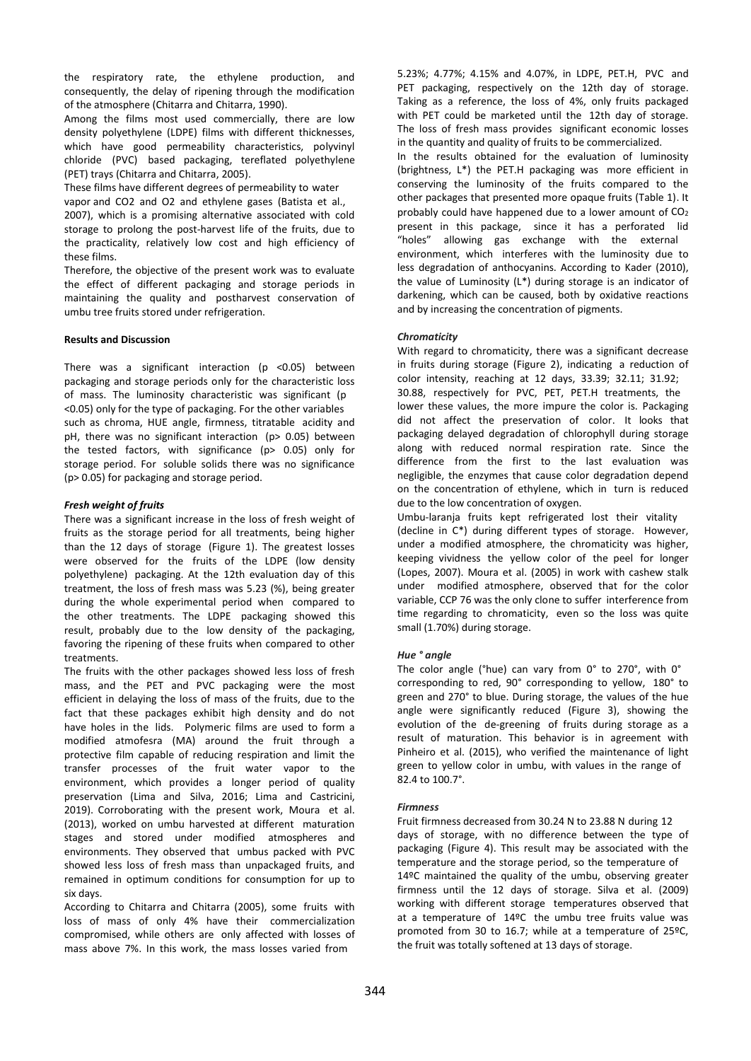the respiratory rate, the ethylene production, and consequently, the delay of ripening through the modification of the atmosphere (Chitarra and Chitarra, 1990).

Among the films most used commercially, there are low density polyethylene (LDPE) films with different thicknesses, which have good permeability characteristics, polyvinyl chloride (PVC) based packaging, tereflated polyethylene (PET) trays (Chitarra and Chitarra, 2005).

These films have different degrees of permeability to water vapor and CO2 and O2 and ethylene gases (Batista et al., 2007), which is a promising alternative associated with cold storage to prolong the post-harvest life of the fruits, due to the practicality, relatively low cost and high efficiency of these films.

Therefore, the objective of the present work was to evaluate the effect of different packaging and storage periods in maintaining the quality and postharvest conservation of umbu tree fruits stored under refrigeration.

## Results and Discussion

There was a significant interaction ($p < 0.05$) between packaging and storage periods only for the characteristic loss of mass. The luminosity characteristic was significant ($p < 0.05$) only for the type of packaging. For the other variables such as chroma, HUE angle, firmness, titratable acidity and pH, there was no significant interaction ($p > 0.05$) between the tested factors, with significance ($p > 0.05$) only for storage period. For soluble solids there was no significance ($p > 0.05$) for packaging and storage period.

### *Fresh weight of fruits*

There was a significant increase in the loss of fresh weight of fruits as the storage period for all treatments, being higher than the 12 days of storage (Figure 1). The greatest losses were observed for the fruits of the LDPE (low density polyethylene) packaging. At the 12th evaluation day of this treatment, the loss of fresh mass was 5.23 (%), being greater during the whole experimental period when compared to the other treatments. The LDPE packaging showed this result, probably due to the low density of the packaging, favoring the ripening of these fruits when compared to other treatments.

The fruits with the other packages showed less loss of fresh mass, and the PET and PVC packaging were the most efficient in delaying the loss of mass of the fruits, due to the fact that these packages exhibit high density and do not have holes in the lids. Polymeric films are used to form a modified atmofesra (MA) around the fruit through a protective film capable of reducing respiration and limit the transfer processes of the fruit water vapor to the environment, which provides a longer period of quality preservation (Lima and Silva, 2016; Lima and Castricini, 2019). Corroborating with the present work, Moura et al. (2013), worked on umbu harvested at different maturation stages and stored under modified atmospheres and environments. They observed that umbus packed with PVC showed less loss of fresh mass than unpackaged fruits, and remained in optimum conditions for consumption for up to six days.

According to Chitarra and Chitarra (2005), some fruits with loss of mass of only 4% have their commercialization compromised, while others are only affected with losses of mass above 7%. In this work, the mass losses varied from 5.23%; 4.77%; 4.15% and 4.07%, in LDPE, PET.H, PVC and PET packaging, respectively on the 12th day of storage. Taking as a reference, the loss of 4%, only fruits packaged with PET could be marketed until the 12th day of storage. The loss of fresh mass provides significant economic losses in the quantity and quality of fruits to be commercialized.

In the results obtained for the evaluation of luminosity (brightness, L*) the PET.H packaging was more efficient in conserving the luminosity of the fruits compared to the other packages that presented more opaque fruits (Table 1). It probably could have happened due to a lower amount of $CO_2$ present in this package, since it has a perforated lid "holes" allowing gas exchange with the external environment, which interferes with the luminosity due to less degradation of anthocyanins. According to Kader (2010), the value of Luminosity (L*) during storage is an indicator of darkening, which can be caused, both by oxidative reactions and by increasing the concentration of pigments.

### *Chromaticity*

With regard to chromaticity, there was a significant decrease in fruits during storage (Figure 2), indicating a reduction of color intensity, reaching at 12 days, 33.39; 32.11; 31.92; 30.88, respectively for PVC, PET, PET.H treatments, the lower these values, the more impure the color is. Packaging did not affect the preservation of color. It looks that packaging delayed degradation of chlorophyll during storage along with reduced normal respiration rate. Since the difference from the first to the last evaluation was negligible, the enzymes that cause color degradation depend on the concentration of ethylene, which in turn is reduced due to the low concentration of oxygen.

Umbu-laranja fruits kept refrigerated lost their vitality (decline in C*) during different types of storage. However, under a modified atmosphere, the chromaticity was higher, keeping vividness the yellow color of the peel for longer (Lopes, 2007). Moura et al. (2005) in work with cashew stalk under modified atmosphere, observed that for the color variable, CCP 76 was the only clone to suffer interference from time regarding to chromaticity, even so the loss was quite small (1.70%) during storage.

### *Hue ° angle*

The color angle (°hue) can vary from 0° to 270°, with 0° corresponding to red, 90° corresponding to yellow, 180° to green and 270° to blue. During storage, the values of the hue angle were significantly reduced (Figure 3), showing the evolution of the de-greening of fruits during storage as a result of maturation. This behavior is in agreement with Pinheiro et al. (2015), who verified the maintenance of light green to yellow color in umbu, with values in the range of 82.4 to 100.7°.

### *Firmness*

Fruit firmness decreased from 30.24 N to 23.88 N during 12 days of storage, with no difference between the type of packaging (Figure 4). This result may be associated with the temperature and the storage period, so the temperature of 14ºC maintained the quality of the umbu, observing greater firmness until the 12 days of storage. Silva et al. (2009) working with different storage temperatures observed that at a temperature of 14ºC the umbu tree fruits value was promoted from 30 to 16.7; while at a temperature of 25ºC, the fruit was totally softened at 13 days of storage.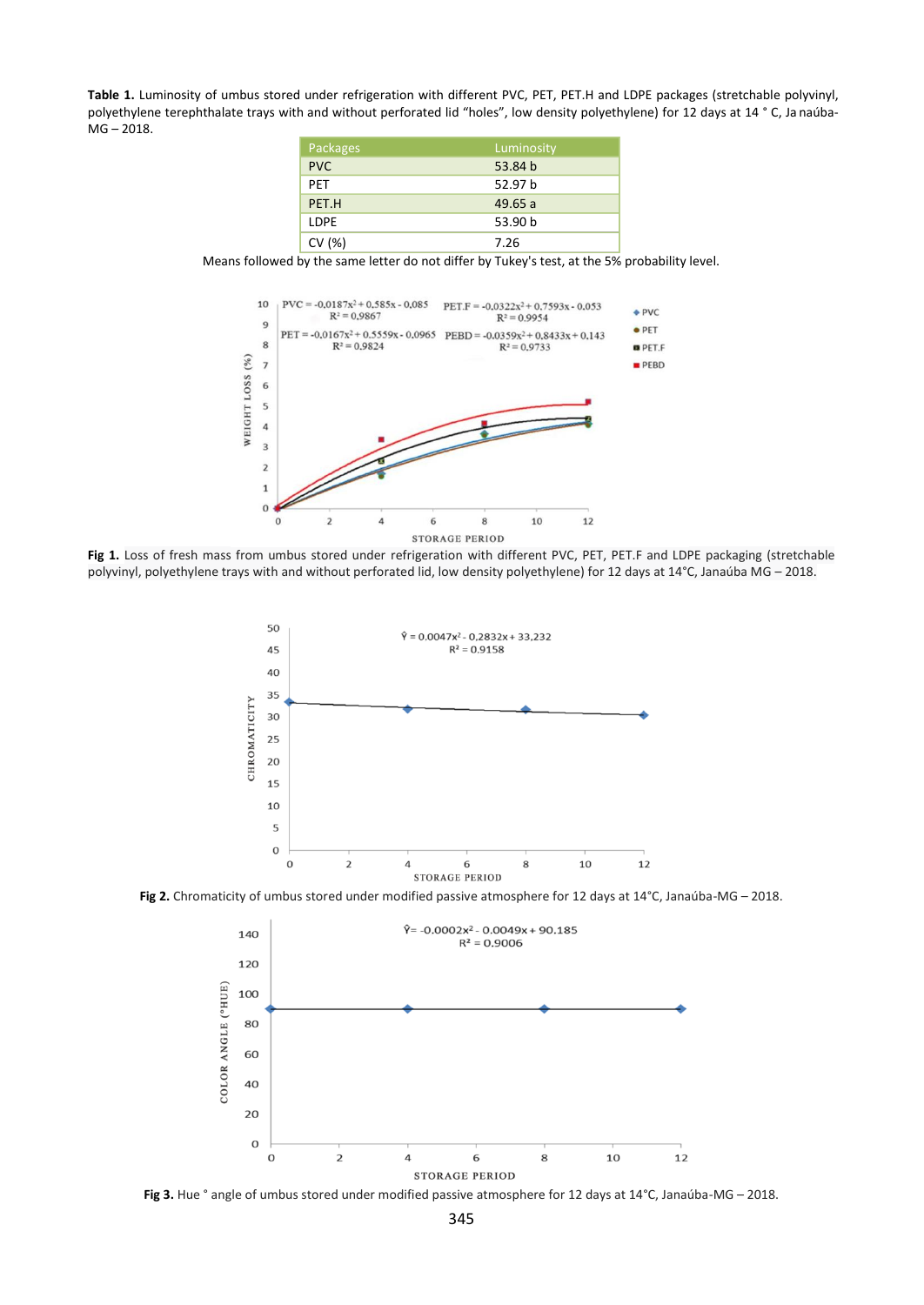**Table 1.** Luminosity of umbus stored under refrigeration with different PVC, PET, PET.H and LDPE packages (stretchable polyvinyl, polyethylene terephthalate trays with and without perforated lid "holes", low density polyethylene) for 12 days at 14 ° C, Ja naúba-MG – 2018.

| Packages | Luminosity |
|---|---|
| PVC | 53.84 b |
| PET | 52.97 b |
| PET.H | 49.65 a |
| LDPE | 53.90 b |
| CV (%) | 7.26 |

Means followed by the same letter do not differ by Tukey's test, at the 5% probability level.

**Fig 1.** Loss of fresh mass from umbus stored under refrigeration with different PVC, PET, PET.F and LDPE packaging (stretchable polyvinyl, polyethylene trays with and without perforated lid, low density polyethylene) for 12 days at 14°C, Janaúba MG – 2018.

**Fig 2.** Chromaticity of umbus stored under modified passive atmosphere for 12 days at 14°C, Janaúba-MG – 2018.

**Fig 3.** Hue ° angle of umbus stored under modified passive atmosphere for 12 days at 14°C, Janaúba-MG – 2018.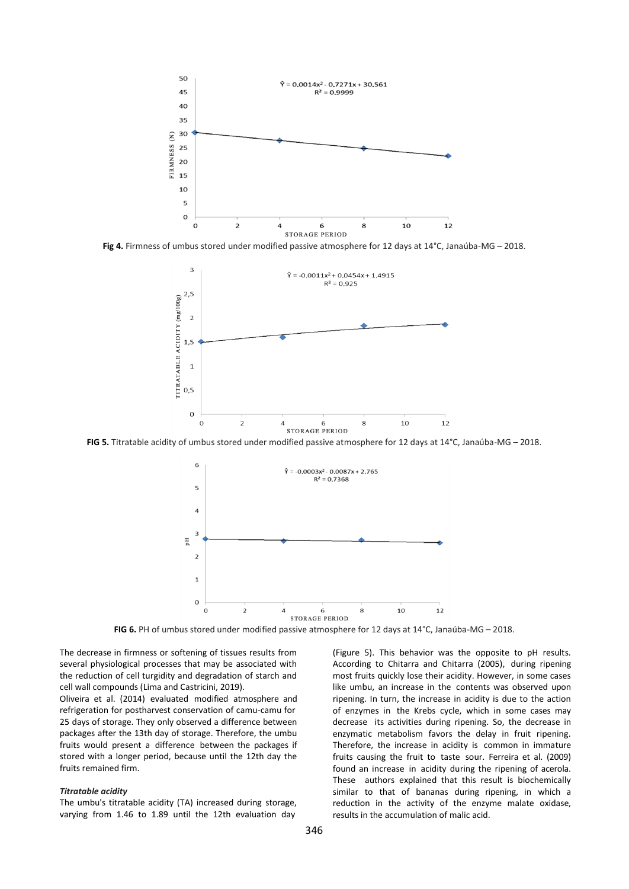Fig 4. Firmness of umbus stored under modified passive atmosphere for 12 days at 14°C, Janaúba-MG – 2018.

**FIG 5.** Titratable acidity of umbus stored under modified passive atmosphere for 12 days at 14°C, Janaúba-MG – 2018.

**FIG 6.** PH of umbus stored under modified passive atmosphere for 12 days at 14°C, Janaúba-MG – 2018.

The decrease in firmness or softening of tissues results from several physiological processes that may be associated with the reduction of cell turgidity and degradation of starch and cell wall compounds (Lima and Castricini, 2019).

Oliveira et al. (2014) evaluated modified atmosphere and refrigeration for postharvest conservation of camu-camu for 25 days of storage. They only observed a difference between packages after the 13th day of storage. Therefore, the umbu fruits would present a difference between the packages if stored with a longer period, because until the 12th day the fruits remained firm.

### *Titratable acidity*

The umbu's titratable acidity (TA) increased during storage, varying from 1.46 to 1.89 until the 12th evaluation day (Figure 5). This behavior was the opposite to pH results. According to Chitarra and Chitarra (2005), during ripening most fruits quickly lose their acidity. However, in some cases like umbu, an increase in the contents was observed upon ripening. In turn, the increase in acidity is due to the action of enzymes in the Krebs cycle, which in some cases may decrease its activities during ripening. So, the decrease in enzymatic metabolism favors the delay in fruit ripening. Therefore, the increase in acidity is common in immature fruits causing the fruit to taste sour. Ferreira et al. (2009) found an increase in acidity during the ripening of acerola. These authors explained that this result is biochemically similar to that of bananas during ripening, in which a reduction in the activity of the enzyme malate oxidase, results in the accumulation of malic acid.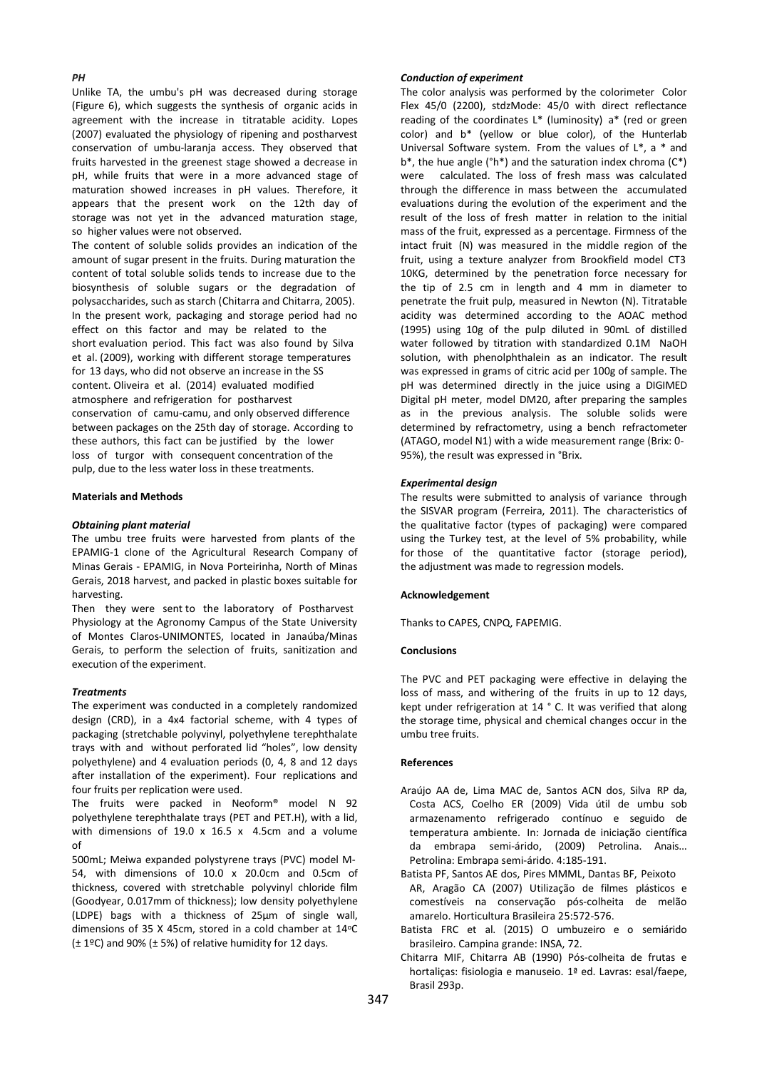*PH*

Unlike TA, the umbu's pH was decreased during storage (Figure 6), which suggests the synthesis of organic acids in agreement with the increase in titratable acidity. Lopes (2007) evaluated the physiology of ripening and postharvest conservation of umbu-laranja access. They observed that fruits harvested in the greenest stage showed a decrease in pH, while fruits that were in a more advanced stage of maturation showed increases in pH values. Therefore, it appears that the present work on the 12th day of storage was not yet in the advanced maturation stage, so higher values were not observed.

The content of soluble solids provides an indication of the amount of sugar present in the fruits. During maturation the content of total soluble solids tends to increase due to the biosynthesis of soluble sugars or the degradation of polysaccharides, such as starch (Chitarra and Chitarra, 2005). In the present work, packaging and storage period had no effect on this factor and may be related to the short evaluation period. This fact was also found by Silva et al. (2009), working with different storage temperatures for 13 days, who did not observe an increase in the SS content. Oliveira et al. (2014) evaluated modified atmosphere and refrigeration for postharvest conservation of camu-camu, and only observed difference between packages on the 25th day of storage. According to these authors, this fact can be justified by the lower loss of turgor with consequent concentration of the pulp, due to the less water loss in these treatments.

## Materials and Methods

### *Obtaining plant material*

The umbu tree fruits were harvested from plants of the EPAMIG-1 clone of the Agricultural Research Company of Minas Gerais - EPAMIG, in Nova Porteirinha, North of Minas Gerais, 2018 harvest, and packed in plastic boxes suitable for harvesting.

Then they were sent to the laboratory of Postharvest Physiology at the Agronomy Campus of the State University of Montes Claros-UNIMONTES, located in Janaúba/Minas Gerais, to perform the selection of fruits, sanitization and execution of the experiment.

### *Treatments*

The experiment was conducted in a completely randomized design (CRD), in a 4x4 factorial scheme, with 4 types of packaging (stretchable polyvinyl, polyethylene terephthalate trays with and without perforated lid "holes", low density polyethylene) and 4 evaluation periods (0, 4, 8 and 12 days after installation of the experiment). Four replications and four fruits per replication were used.

The fruits were packed in Neoform® model N 92 polyethylene terephthalate trays (PET and PET.H), with a lid, with dimensions of 19.0 x 16.5 x 4.5cm and a volume of

500mL; Meiwa expanded polystyrene trays (PVC) model M-54, with dimensions of 10.0 x 20.0cm and 0.5cm of thickness, covered with stretchable polyvinyl chloride film (Goodyear, 0.017mm of thickness); low density polyethylene (LDPE) bags with a thickness of 25µm of single wall, dimensions of 35 X 45cm, stored in a cold chamber at 14ºC (± 1ºC) and 90% (± 5%) of relative humidity for 12 days.

### *Conduction of experiment*

The color analysis was performed by the colorimeter Color Flex 45/0 (2200), stdzMode: 45/0 with direct reflectance reading of the coordinates L* (luminosity) a* (red or green color) and b* (yellow or blue color), of the Hunterlab Universal Software system. From the values of L*, a * and b*, the hue angle (°h*) and the saturation index chroma (C*) were calculated. The loss of fresh mass was calculated through the difference in mass between the accumulated evaluations during the evolution of the experiment and the result of the loss of fresh matter in relation to the initial mass of the fruit, expressed as a percentage. Firmness of the intact fruit (N) was measured in the middle region of the fruit, using a texture analyzer from Brookfield model CT3 10KG, determined by the penetration force necessary for the tip of 2.5 cm in length and 4 mm in diameter to penetrate the fruit pulp, measured in Newton (N). Titratable acidity was determined according to the AOAC method (1995) using 10g of the pulp diluted in 90mL of distilled water followed by titration with standardized 0.1M NaOH solution, with phenolphthalein as an indicator. The result was expressed in grams of citric acid per 100g of sample. The pH was determined directly in the juice using a DIGIMED Digital pH meter, model DM20, after preparing the samples as in the previous analysis. The soluble solids were determined by refractometry, using a bench refractometer (ATAGO, model N1) with a wide measurement range (Brix: 0-95%), the result was expressed in °Brix.

### *Experimental design*

The results were submitted to analysis of variance through the SISVAR program (Ferreira, 2011). The characteristics of the qualitative factor (types of packaging) were compared using the Turkey test, at the level of 5% probability, while for those of the quantitative factor (storage period), the adjustment was made to regression models.

## Acknowledgement

Thanks to CAPES, CNPQ, FAPEMIG.

## Conclusions

The PVC and PET packaging were effective in delaying the loss of mass, and withering of the fruits in up to 12 days, kept under refrigeration at 14 ° C. It was verified that along the storage time, physical and chemical changes occur in the umbu tree fruits.

## References

Araújo AA de, Lima MAC de, Santos ACN dos, Silva RP da, Costa ACS, Coelho ER (2009) Vida útil de umbu sob armazenamento refrigerado contínuo e seguido de temperatura ambiente. In: Jornada de iniciação científica da embrapa semi-árido, (2009) Petrolina. Anais... Petrolina: Embrapa semi-árido. 4:185-191.

Batista PF, Santos AE dos, Pires MMML, Dantas BF, Peixoto AR, Aragão CA (2007) Utilização de filmes plásticos e comestíveis na conservação pós-colheita de melão amarelo. Horticultura Brasileira 25:572-576.

Batista FRC et al. (2015) O umbuzeiro e o semiárido brasileiro. Campina grande: INSA, 72.

Chitarra MIF, Chitarra AB (1990) Pós-colheita de frutas e hortaliças: fisiologia e manuseio. 1ª ed. Lavras: esal/faepe, Brasil 293p.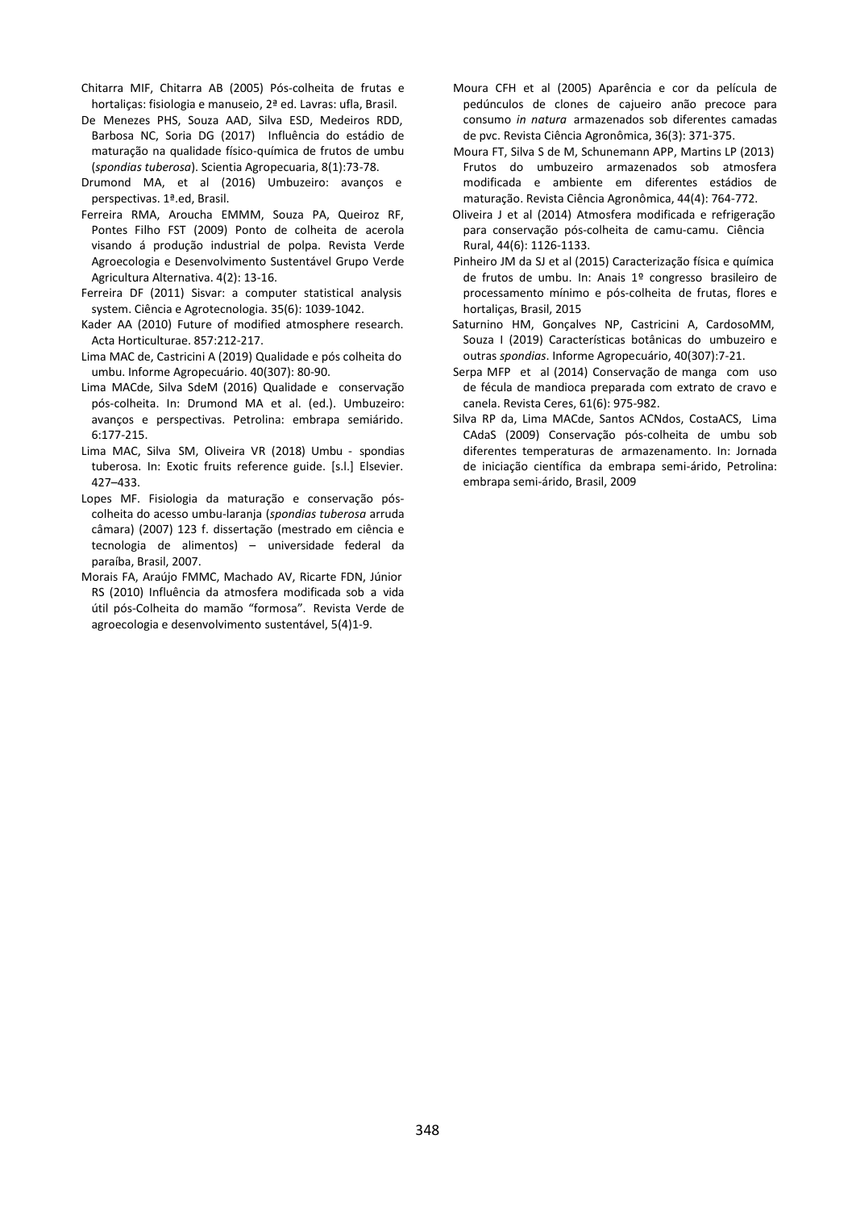Chitarra MIF, Chitarra AB (2005) Pós-colheita de frutas e hortaliças: fisiologia e manuseio, 2ª ed. Lavras: ufla, Brasil.

De Menezes PHS, Souza AAD, Silva ESD, Medeiros RDD, Barbosa NC, Soria DG (2017) Influência do estádio de maturação na qualidade físico-química de frutos de umbu (*spondias tuberosa*). Scientia Agropecuaria, 8(1):73-78.

Drumond MA, et al (2016) Umbuzeiro: avanços e perspectivas. 1ª.ed, Brasil.

Ferreira RMA, Aroucha EMMM, Souza PA, Queiroz RF, Pontes Filho FST (2009) Ponto de colheita de acerola visando á produção industrial de polpa. Revista Verde Agroecologia e Desenvolvimento Sustentável Grupo Verde Agricultura Alternativa. 4(2): 13-16.

Ferreira DF (2011) Sisvar: a computer statistical analysis system. Ciência e Agrotecnologia. 35(6): 1039-1042.

Kader AA (2010) Future of modified atmosphere research. Acta Horticulturae. 857:212-217.

Lima MAC de, Castricini A (2019) Qualidade e pós colheita do umbu. Informe Agropecuário. 40(307): 80-90.

Lima MACde, Silva SdeM (2016) Qualidade e conservação pós-colheita. In: Drumond MA et al. (ed.). Umbuzeiro: avanços e perspectivas. Petrolina: embrapa semiárido. 6:177-215.

Lima MAC, Silva SM, Oliveira VR (2018) Umbu - spondias tuberosa. In: Exotic fruits reference guide. [s.l.] Elsevier. 427–433.

Lopes MF. Fisiologia da maturação e conservação pós-colheita do acesso umbu-laranja (*spondias tuberosa* arruda câmara) (2007) 123 f. dissertação (mestrado em ciência e tecnologia de alimentos) – universidade federal da paraíba, Brasil, 2007.

Morais FA, Araújo FMMC, Machado AV, Ricarte FDN, Júnior RS (2010) Influência da atmosfera modificada sob a vida útil pós-Colheita do mamão "formosa". Revista Verde de agroecologia e desenvolvimento sustentável, 5(4)1-9.

Moura CFH et al (2005) Aparência e cor da película de pedúnculos de clones de cajueiro anão precoce para consumo *in natura* armazenados sob diferentes camadas de pvc. Revista Ciência Agronômica, 36(3): 371-375.

Moura FT, Silva S de M, Schunemann APP, Martins LP (2013) Frutos do umbuzeiro armazenados sob atmosfera modificada e ambiente em diferentes estádios de maturação. Revista Ciência Agronômica, 44(4): 764-772.

Oliveira J et al (2014) Atmosfera modificada e refrigeração para conservação pós-colheita de camu-camu. Ciência Rural, 44(6): 1126-1133.

Pinheiro JM da SJ et al (2015) Caracterização física e química de frutos de umbu. In: Anais 1º congresso brasileiro de processamento mínimo e pós-colheita de frutas, flores e hortaliças, Brasil, 2015

Saturnino HM, Gonçalves NP, Castricini A, CardosoMM, Souza I (2019) Características botânicas do umbuzeiro e outras *spondias*. Informe Agropecuário, 40(307):7-21.

Serpa MFP et al (2014) Conservação de manga com uso de fécula de mandioca preparada com extrato de cravo e canela. Revista Ceres, 61(6): 975-982.

Silva RP da, Lima MACde, Santos ACNdos, CostaACS, Lima CAdaS (2009) Conservação pós-colheita de umbu sob diferentes temperaturas de armazenamento. In: Jornada de iniciação científica da embrapa semi-árido, Petrolina: embrapa semi-árido, Brasil, 2009